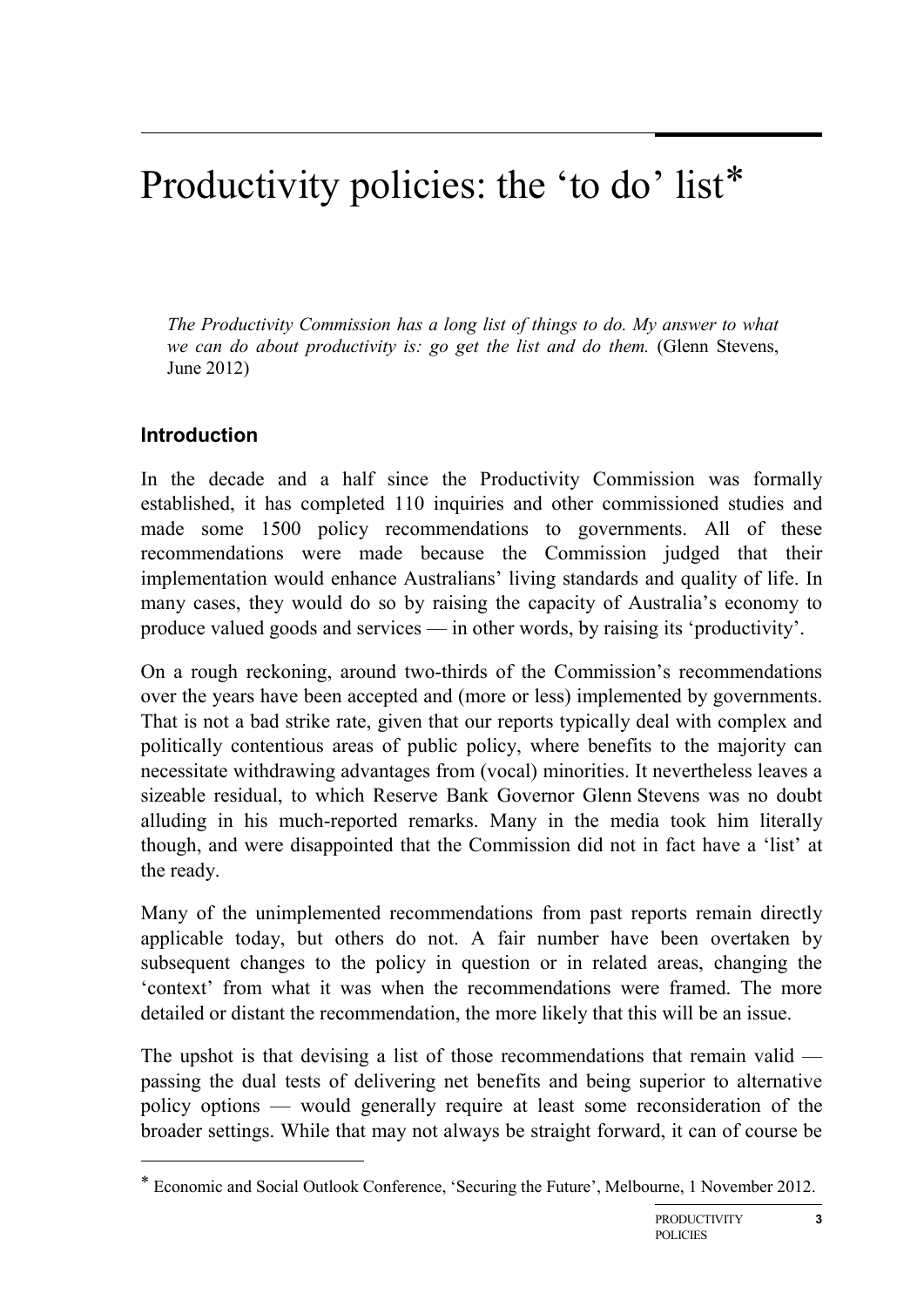# Productivity policies: the 'to do' list*

*The Productivity Commission has a long list of things to do. My answer to what we can do about productivity is: go get the list and do them.* (Glenn Stevens, June 2012)

## Introduction

In the decade and a half since the Productivity Commission was formally established, it has completed 110 inquiries and other commissioned studies and made some 1500 policy recommendations to governments. All of these recommendations were made because the Commission judged that their implementation would enhance Australians' living standards and quality of life. In many cases, they would do so by raising the capacity of Australia's economy to produce valued goods and services — in other words, by raising its 'productivity'.

On a rough reckoning, around two-thirds of the Commission's recommendations over the years have been accepted and (more or less) implemented by governments. That is not a bad strike rate, given that our reports typically deal with complex and politically contentious areas of public policy, where benefits to the majority can necessitate withdrawing advantages from (vocal) minorities. It nevertheless leaves a sizeable residual, to which Reserve Bank Governor Glenn Stevens was no doubt alluding in his much-reported remarks. Many in the media took him literally though, and were disappointed that the Commission did not in fact have a 'list' at the ready.

Many of the unimplemented recommendations from past reports remain directly applicable today, but others do not. A fair number have been overtaken by subsequent changes to the policy in question or in related areas, changing the 'context' from what it was when the recommendations were framed. The more detailed or distant the recommendation, the more likely that this will be an issue.

The upshot is that devising a list of those recommendations that remain valid — passing the dual tests of delivering net benefits and being superior to alternative policy options — would generally require at least some reconsideration of the broader settings. While that may not always be straight forward, it can of course be

* Economic and Social Outlook Conference, 'Securing the Future', Melbourne, 1 November 2012.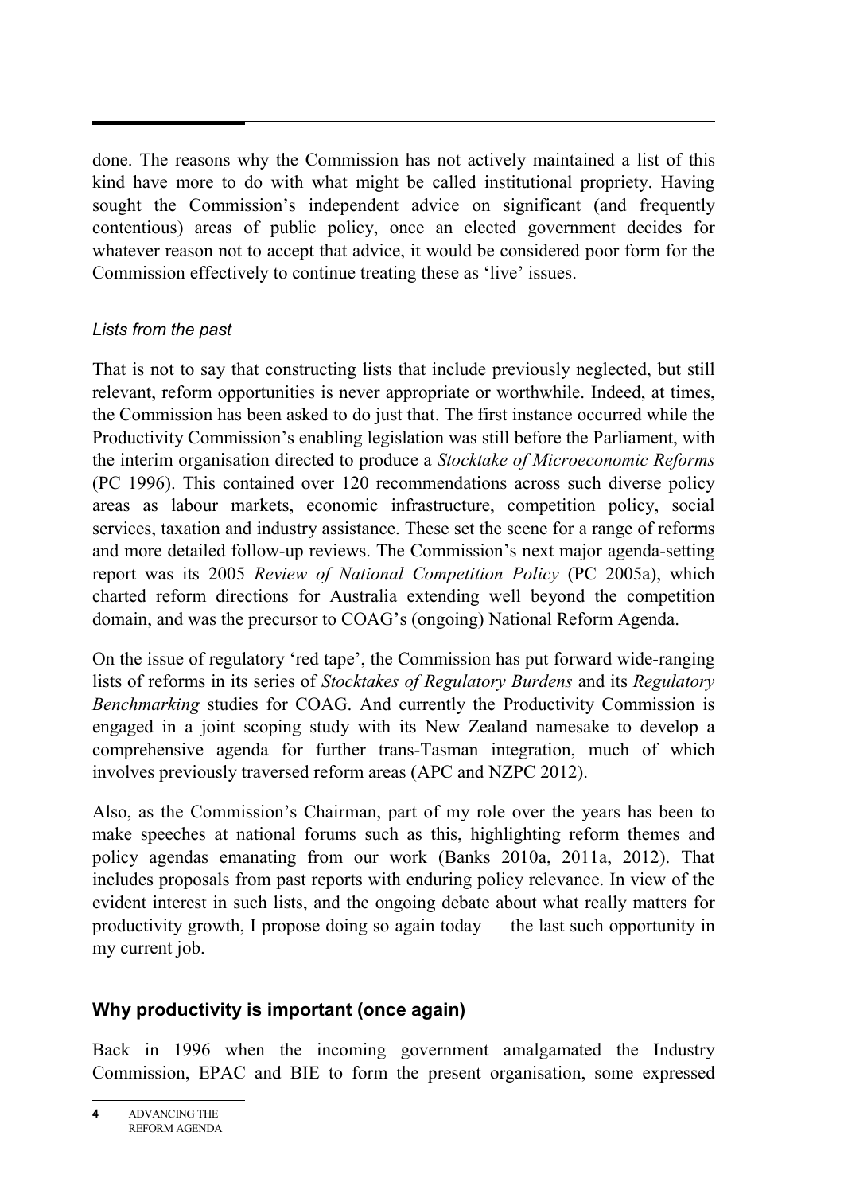done. The reasons why the Commission has not actively maintained a list of this kind have more to do with what might be called institutional propriety. Having sought the Commission's independent advice on significant (and frequently contentious) areas of public policy, once an elected government decides for whatever reason not to accept that advice, it would be considered poor form for the Commission effectively to continue treating these as 'live' issues.

### *Lists from the past*

That is not to say that constructing lists that include previously neglected, but still relevant, reform opportunities is never appropriate or worthwhile. Indeed, at times, the Commission has been asked to do just that. The first instance occurred while the Productivity Commission's enabling legislation was still before the Parliament, with the interim organisation directed to produce a *Stocktake of Microeconomic Reforms* (PC 1996). This contained over 120 recommendations across such diverse policy areas as labour markets, economic infrastructure, competition policy, social services, taxation and industry assistance. These set the scene for a range of reforms and more detailed follow-up reviews. The Commission's next major agenda-setting report was its 2005 *Review of National Competition Policy* (PC 2005a), which charted reform directions for Australia extending well beyond the competition domain, and was the precursor to COAG's (ongoing) National Reform Agenda.

On the issue of regulatory 'red tape', the Commission has put forward wide-ranging lists of reforms in its series of *Stocktakes of Regulatory Burdens* and its *Regulatory Benchmarking* studies for COAG. And currently the Productivity Commission is engaged in a joint scoping study with its New Zealand namesake to develop a comprehensive agenda for further trans-Tasman integration, much of which involves previously traversed reform areas (APC and NZPC 2012).

Also, as the Commission's Chairman, part of my role over the years has been to make speeches at national forums such as this, highlighting reform themes and policy agendas emanating from our work (Banks 2010a, 2011a, 2012). That includes proposals from past reports with enduring policy relevance. In view of the evident interest in such lists, and the ongoing debate about what really matters for productivity growth, I propose doing so again today — the last such opportunity in my current job.

## **Why productivity is important (once again)**

Back in 1996 when the incoming government amalgamated the Industry Commission, EPAC and BIE to form the present organisation, some expressed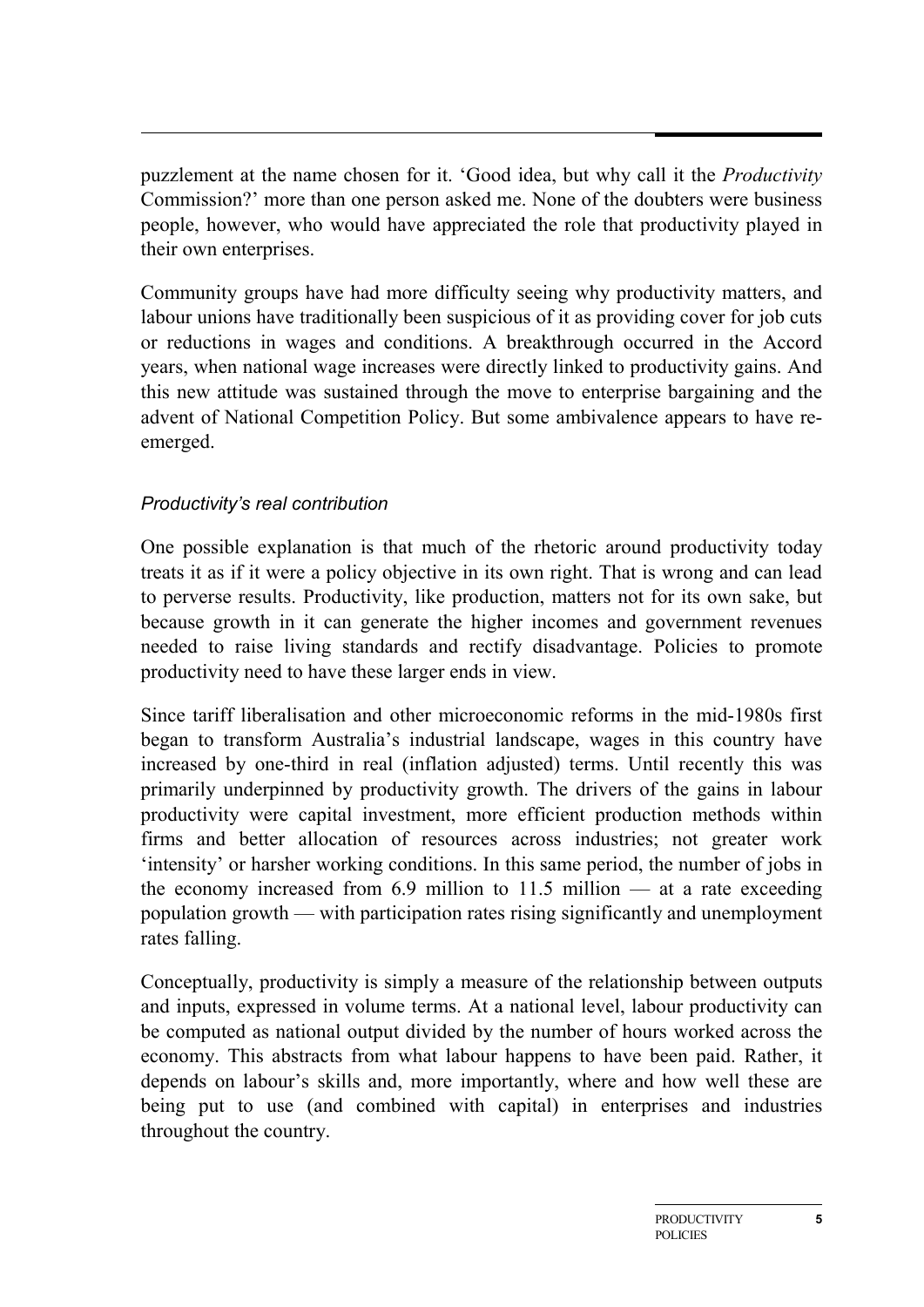puzzlement at the name chosen for it. 'Good idea, but why call it the *Productivity* Commission?' more than one person asked me. None of the doubters were business people, however, who would have appreciated the role that productivity played in their own enterprises.

Community groups have had more difficulty seeing why productivity matters, and labour unions have traditionally been suspicious of it as providing cover for job cuts or reductions in wages and conditions. A breakthrough occurred in the Accord years, when national wage increases were directly linked to productivity gains. And this new attitude was sustained through the move to enterprise bargaining and the advent of National Competition Policy. But some ambivalence appears to have re-emerged.

### *Productivity's real contribution*

One possible explanation is that much of the rhetoric around productivity today treats it as if it were a policy objective in its own right. That is wrong and can lead to perverse results. Productivity, like production, matters not for its own sake, but because growth in it can generate the higher incomes and government revenues needed to raise living standards and rectify disadvantage. Policies to promote productivity need to have these larger ends in view.

Since tariff liberalisation and other microeconomic reforms in the mid-1980s first began to transform Australia's industrial landscape, wages in this country have increased by one-third in real (inflation adjusted) terms. Until recently this was primarily underpinned by productivity growth. The drivers of the gains in labour productivity were capital investment, more efficient production methods within firms and better allocation of resources across industries; not greater work 'intensity' or harsher working conditions. In this same period, the number of jobs in the economy increased from 6.9 million to 11.5 million — at a rate exceeding population growth — with participation rates rising significantly and unemployment rates falling.

Conceptually, productivity is simply a measure of the relationship between outputs and inputs, expressed in volume terms. At a national level, labour productivity can be computed as national output divided by the number of hours worked across the economy. This abstracts from what labour happens to have been paid. Rather, it depends on labour's skills and, more importantly, where and how well these are being put to use (and combined with capital) in enterprises and industries throughout the country.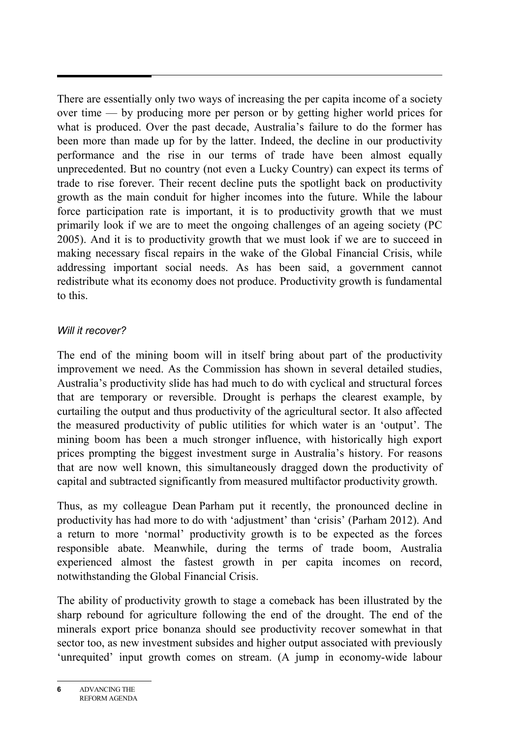There are essentially only two ways of increasing the per capita income of a society over time — by producing more per person or by getting higher world prices for what is produced. Over the past decade, Australia's failure to do the former has been more than made up for by the latter. Indeed, the decline in our productivity performance and the rise in our terms of trade have been almost equally unprecedented. But no country (not even a Lucky Country) can expect its terms of trade to rise forever. Their recent decline puts the spotlight back on productivity growth as the main conduit for higher incomes into the future. While the labour force participation rate is important, it is to productivity growth that we must primarily look if we are to meet the ongoing challenges of an ageing society (PC 2005). And it is to productivity growth that we must look if we are to succeed in making necessary fiscal repairs in the wake of the Global Financial Crisis, while addressing important social needs. As has been said, a government cannot redistribute what its economy does not produce. Productivity growth is fundamental to this.

*Will it recover?*

The end of the mining boom will in itself bring about part of the productivity improvement we need. As the Commission has shown in several detailed studies, Australia's productivity slide has had much to do with cyclical and structural forces that are temporary or reversible. Drought is perhaps the clearest example, by curtailing the output and thus productivity of the agricultural sector. It also affected the measured productivity of public utilities for which water is an 'output'. The mining boom has been a much stronger influence, with historically high export prices prompting the biggest investment surge in Australia's history. For reasons that are now well known, this simultaneously dragged down the productivity of capital and subtracted significantly from measured multifactor productivity growth.

Thus, as my colleague Dean Parham put it recently, the pronounced decline in productivity has had more to do with 'adjustment' than 'crisis' (Parham 2012). And a return to more 'normal' productivity growth is to be expected as the forces responsible abate. Meanwhile, during the terms of trade boom, Australia experienced almost the fastest growth in per capita incomes on record, notwithstanding the Global Financial Crisis.

The ability of productivity growth to stage a comeback has been illustrated by the sharp rebound for agriculture following the end of the drought. The end of the minerals export price bonanza should see productivity recover somewhat in that sector too, as new investment subsides and higher output associated with previously 'unrequited' input growth comes on stream. (A jump in economy-wide labour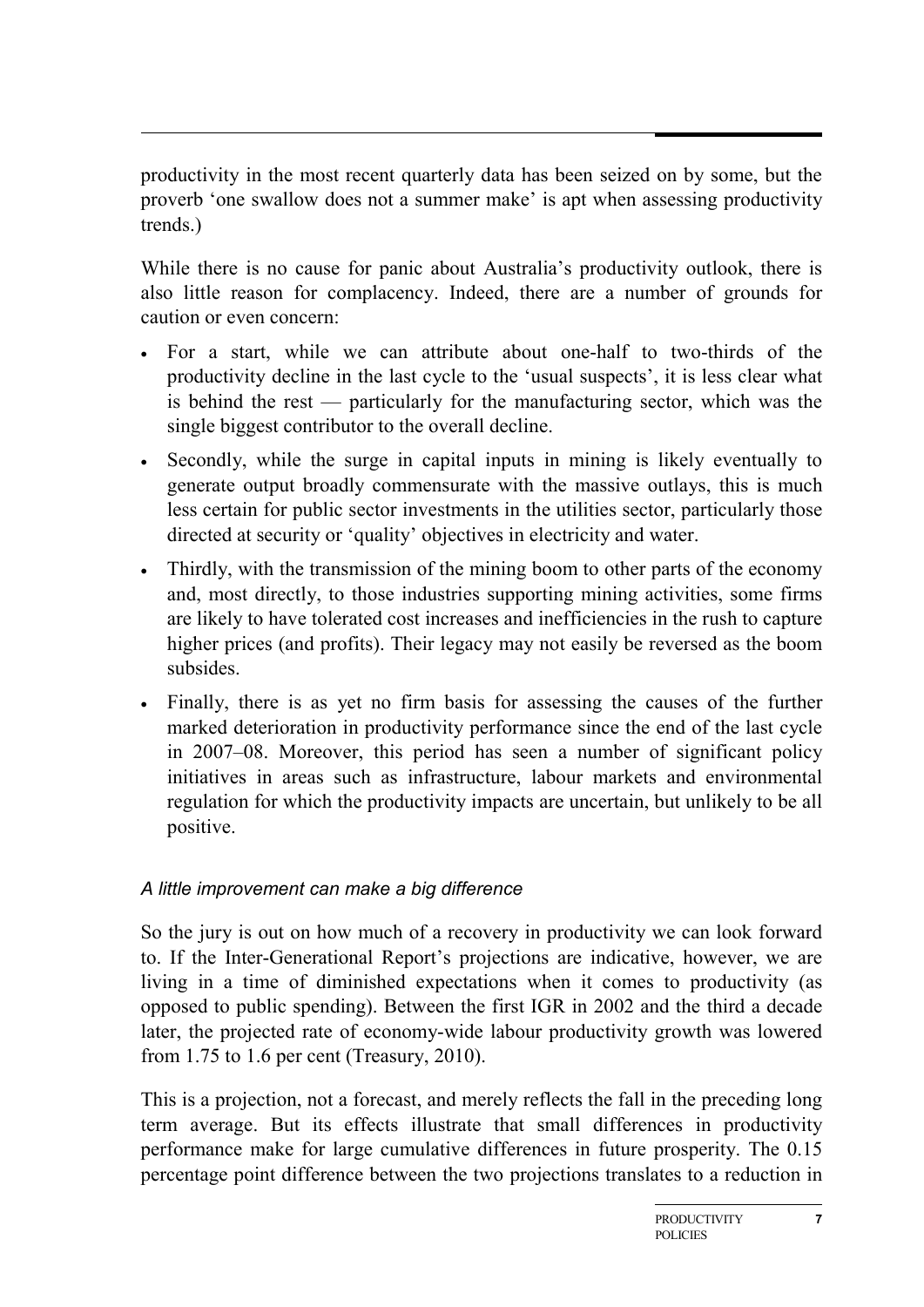productivity in the most recent quarterly data has been seized on by some, but the proverb 'one swallow does not a summer make' is apt when assessing productivity trends.)

While there is no cause for panic about Australia's productivity outlook, there is also little reason for complacency. Indeed, there are a number of grounds for caution or even concern:

- For a start, while we can attribute about one-half to two-thirds of the productivity decline in the last cycle to the 'usual suspects', it is less clear what is behind the rest — particularly for the manufacturing sector, which was the single biggest contributor to the overall decline.
- Secondly, while the surge in capital inputs in mining is likely eventually to generate output broadly commensurate with the massive outlays, this is much less certain for public sector investments in the utilities sector, particularly those directed at security or 'quality' objectives in electricity and water.
- Thirdly, with the transmission of the mining boom to other parts of the economy and, most directly, to those industries supporting mining activities, some firms are likely to have tolerated cost increases and inefficiencies in the rush to capture higher prices (and profits). Their legacy may not easily be reversed as the boom subsides.
- Finally, there is as yet no firm basis for assessing the causes of the further marked deterioration in productivity performance since the end of the last cycle in 2007–08. Moreover, this period has seen a number of significant policy initiatives in areas such as infrastructure, labour markets and environmental regulation for which the productivity impacts are uncertain, but unlikely to be all positive.

### *A little improvement can make a big difference*

So the jury is out on how much of a recovery in productivity we can look forward to. If the Inter-Generational Report's projections are indicative, however, we are living in a time of diminished expectations when it comes to productivity (as opposed to public spending). Between the first IGR in 2002 and the third a decade later, the projected rate of economy-wide labour productivity growth was lowered from 1.75 to 1.6 per cent (Treasury, 2010).

This is a projection, not a forecast, and merely reflects the fall in the preceding long term average. But its effects illustrate that small differences in productivity performance make for large cumulative differences in future prosperity. The 0.15 percentage point difference between the two projections translates to a reduction in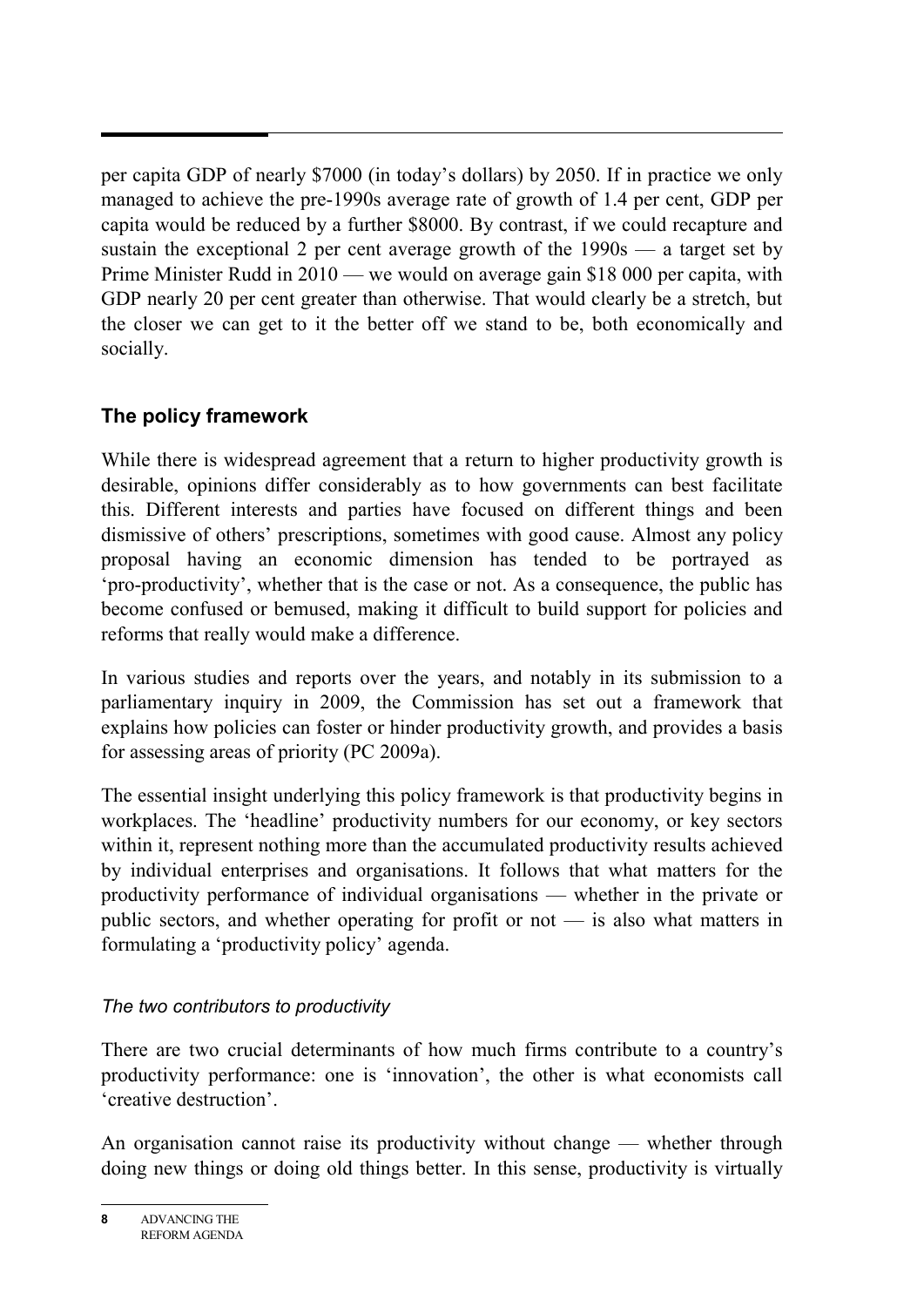per capita GDP of nearly $7000 (in today's dollars) by 2050. If in practice we only managed to achieve the pre-1990s average rate of growth of 1.4 per cent, GDP per capita would be reduced by a further $8000. By contrast, if we could recapture and sustain the exceptional 2 per cent average growth of the 1990s — a target set by Prime Minister Rudd in 2010 — we would on average gain $18 000 per capita, with GDP nearly 20 per cent greater than otherwise. That would clearly be a stretch, but the closer we can get to it the better off we stand to be, both economically and socially.

## The policy framework

While there is widespread agreement that a return to higher productivity growth is desirable, opinions differ considerably as to how governments can best facilitate this. Different interests and parties have focused on different things and been dismissive of others' prescriptions, sometimes with good cause. Almost any policy proposal having an economic dimension has tended to be portrayed as 'pro-productivity', whether that is the case or not. As a consequence, the public has become confused or bemused, making it difficult to build support for policies and reforms that really would make a difference.

In various studies and reports over the years, and notably in its submission to a parliamentary inquiry in 2009, the Commission has set out a framework that explains how policies can foster or hinder productivity growth, and provides a basis for assessing areas of priority (PC 2009a).

The essential insight underlying this policy framework is that productivity begins in workplaces. The 'headline' productivity numbers for our economy, or key sectors within it, represent nothing more than the accumulated productivity results achieved by individual enterprises and organisations. It follows that what matters for the productivity performance of individual organisations — whether in the private or public sectors, and whether operating for profit or not — is also what matters in formulating a 'productivity policy' agenda.

### *The two contributors to productivity*

There are two crucial determinants of how much firms contribute to a country's productivity performance: one is 'innovation', the other is what economists call 'creative destruction'.

An organisation cannot raise its productivity without change — whether through doing new things or doing old things better. In this sense, productivity is virtually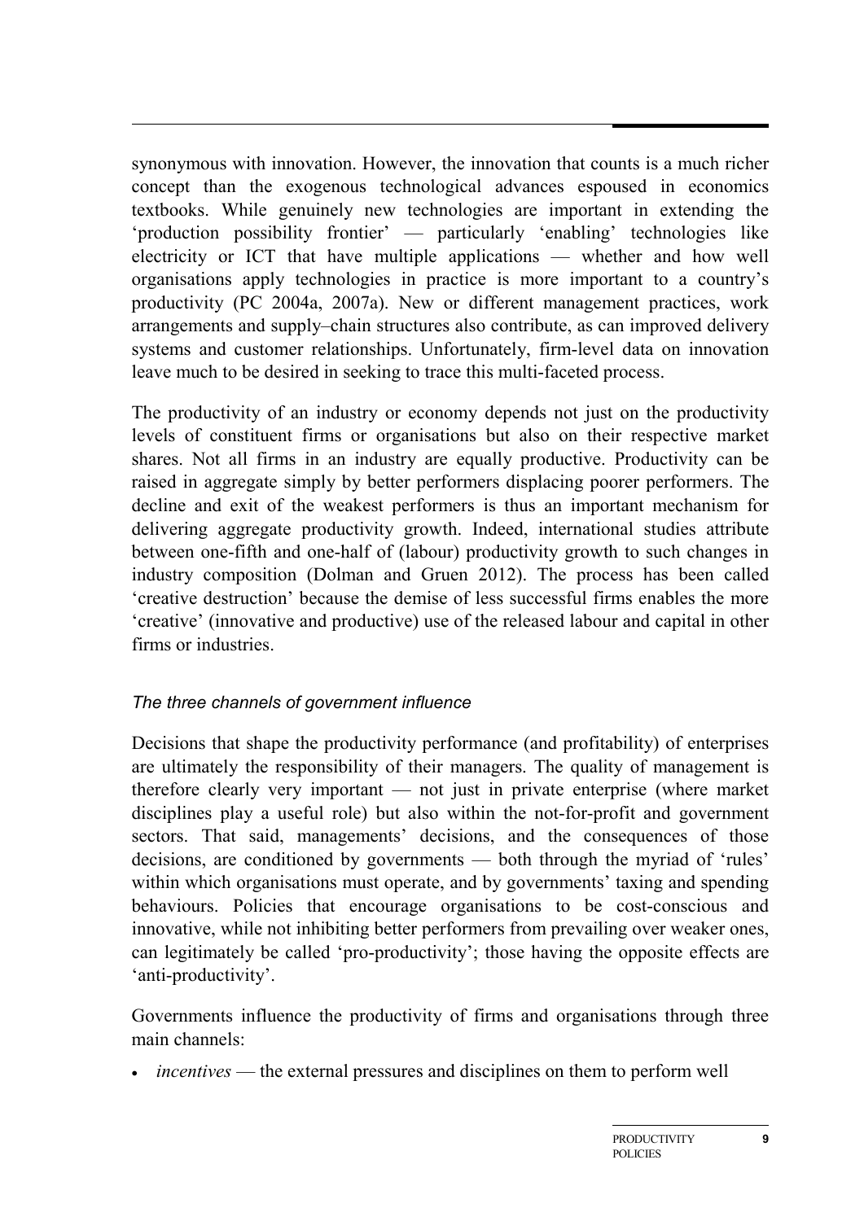synonymous with innovation. However, the innovation that counts is a much richer concept than the exogenous technological advances espoused in economics textbooks. While genuinely new technologies are important in extending the 'production possibility frontier' — particularly 'enabling' technologies like electricity or ICT that have multiple applications — whether and how well organisations apply technologies in practice is more important to a country's productivity (PC 2004a, 2007a). New or different management practices, work arrangements and supply–chain structures also contribute, as can improved delivery systems and customer relationships. Unfortunately, firm-level data on innovation leave much to be desired in seeking to trace this multi-faceted process.

The productivity of an industry or economy depends not just on the productivity levels of constituent firms or organisations but also on their respective market shares. Not all firms in an industry are equally productive. Productivity can be raised in aggregate simply by better performers displacing poorer performers. The decline and exit of the weakest performers is thus an important mechanism for delivering aggregate productivity growth. Indeed, international studies attribute between one-fifth and one-half of (labour) productivity growth to such changes in industry composition (Dolman and Gruen 2012). The process has been called 'creative destruction' because the demise of less successful firms enables the more 'creative' (innovative and productive) use of the released labour and capital in other firms or industries.

### *The three channels of government influence*

Decisions that shape the productivity performance (and profitability) of enterprises are ultimately the responsibility of their managers. The quality of management is therefore clearly very important — not just in private enterprise (where market disciplines play a useful role) but also within the not-for-profit and government sectors. That said, managements' decisions, and the consequences of those decisions, are conditioned by governments — both through the myriad of 'rules' within which organisations must operate, and by governments' taxing and spending behaviours. Policies that encourage organisations to be cost-conscious and innovative, while not inhibiting better performers from prevailing over weaker ones, can legitimately be called 'pro-productivity'; those having the opposite effects are 'anti-productivity'.

Governments influence the productivity of firms and organisations through three main channels:

- *incentives* — the external pressures and disciplines on them to perform well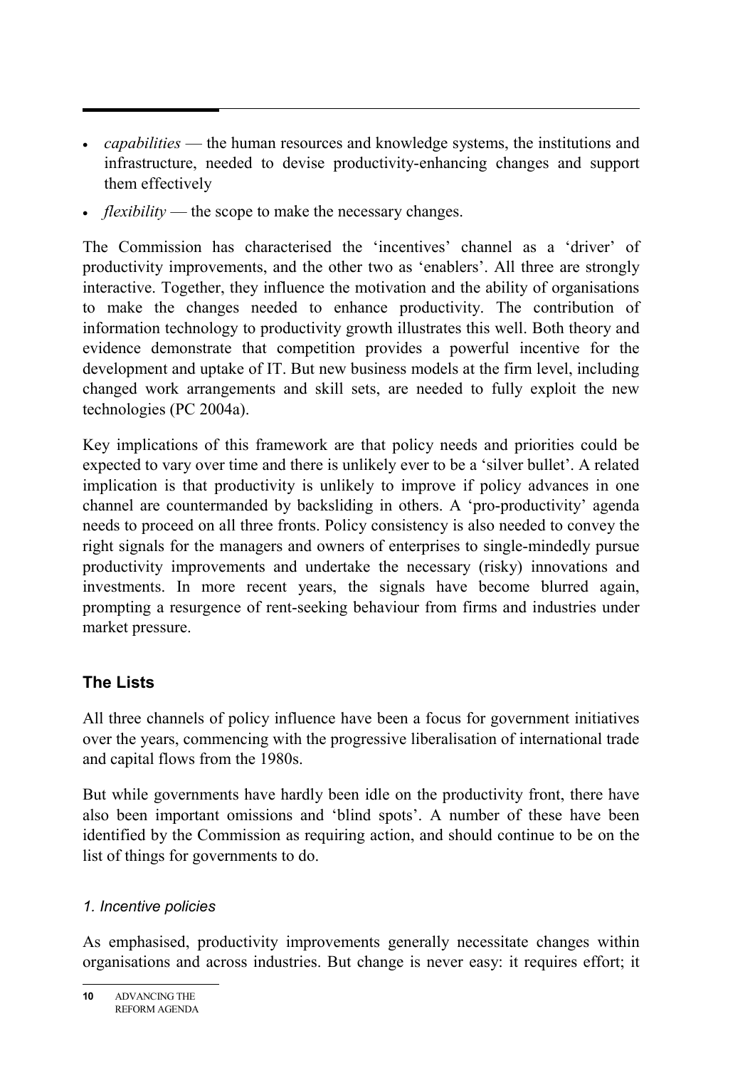- *capabilities* — the human resources and knowledge systems, the institutions and infrastructure, needed to devise productivity-enhancing changes and support them effectively
- *flexibility* — the scope to make the necessary changes.

The Commission has characterised the 'incentives' channel as a 'driver' of productivity improvements, and the other two as 'enablers'. All three are strongly interactive. Together, they influence the motivation and the ability of organisations to make the changes needed to enhance productivity. The contribution of information technology to productivity growth illustrates this well. Both theory and evidence demonstrate that competition provides a powerful incentive for the development and uptake of IT. But new business models at the firm level, including changed work arrangements and skill sets, are needed to fully exploit the new technologies (PC 2004a).

Key implications of this framework are that policy needs and priorities could be expected to vary over time and there is unlikely ever to be a 'silver bullet'. A related implication is that productivity is unlikely to improve if policy advances in one channel are countermanded by backsliding in others. A 'pro-productivity' agenda needs to proceed on all three fronts. Policy consistency is also needed to convey the right signals for the managers and owners of enterprises to single-mindedly pursue productivity improvements and undertake the necessary (risky) innovations and investments. In more recent years, the signals have become blurred again, prompting a resurgence of rent-seeking behaviour from firms and industries under market pressure.

## The Lists

All three channels of policy influence have been a focus for government initiatives over the years, commencing with the progressive liberalisation of international trade and capital flows from the 1980s.

But while governments have hardly been idle on the productivity front, there have also been important omissions and 'blind spots'. A number of these have been identified by the Commission as requiring action, and should continue to be on the list of things for governments to do.

### *1. Incentive policies*

As emphasised, productivity improvements generally necessitate changes within organisations and across industries. But change is never easy: it requires effort; it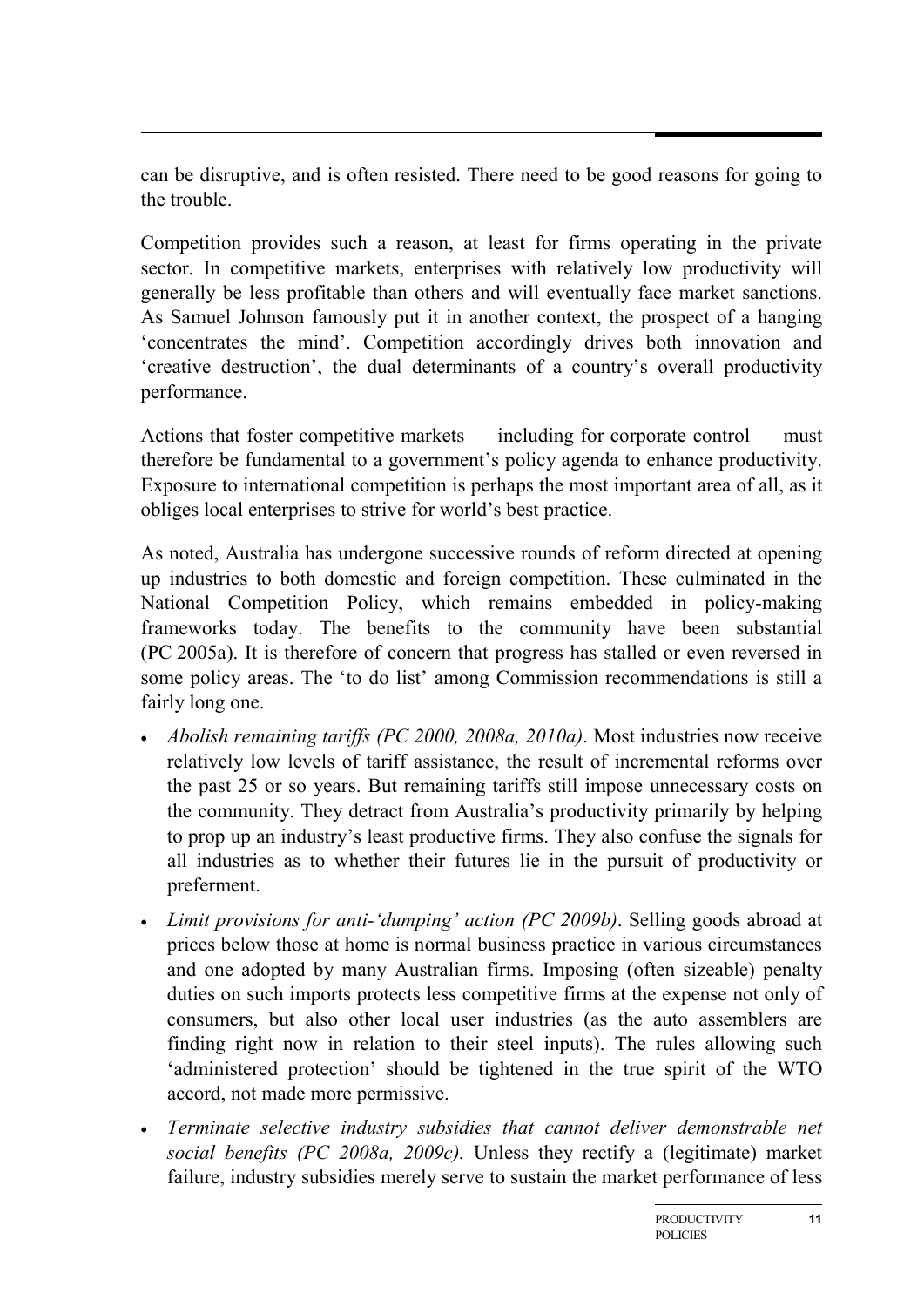can be disruptive, and is often resisted. There need to be good reasons for going to the trouble.

Competition provides such a reason, at least for firms operating in the private sector. In competitive markets, enterprises with relatively low productivity will generally be less profitable than others and will eventually face market sanctions. As Samuel Johnson famously put it in another context, the prospect of a hanging 'concentrates the mind'. Competition accordingly drives both innovation and 'creative destruction', the dual determinants of a country's overall productivity performance.

Actions that foster competitive markets — including for corporate control — must therefore be fundamental to a government's policy agenda to enhance productivity. Exposure to international competition is perhaps the most important area of all, as it obliges local enterprises to strive for world's best practice.

As noted, Australia has undergone successive rounds of reform directed at opening up industries to both domestic and foreign competition. These culminated in the National Competition Policy, which remains embedded in policy-making frameworks today. The benefits to the community have been substantial (PC 2005a). It is therefore of concern that progress has stalled or even reversed in some policy areas. The 'to do list' among Commission recommendations is still a fairly long one.

- *Abolish remaining tariffs (PC 2000, 2008a, 2010a)*. Most industries now receive relatively low levels of tariff assistance, the result of incremental reforms over the past 25 or so years. But remaining tariffs still impose unnecessary costs on the community. They detract from Australia's productivity primarily by helping to prop up an industry's least productive firms. They also confuse the signals for all industries as to whether their futures lie in the pursuit of productivity or preferment.
- *Limit provisions for anti-'dumping' action (PC 2009b)*. Selling goods abroad at prices below those at home is normal business practice in various circumstances and one adopted by many Australian firms. Imposing (often sizeable) penalty duties on such imports protects less competitive firms at the expense not only of consumers, but also other local user industries (as the auto assemblers are finding right now in relation to their steel inputs). The rules allowing such 'administered protection' should be tightened in the true spirit of the WTO accord, not made more permissive.
- *Terminate selective industry subsidies that cannot deliver demonstrable net social benefits (PC 2008a, 2009c).* Unless they rectify a (legitimate) market failure, industry subsidies merely serve to sustain the market performance of less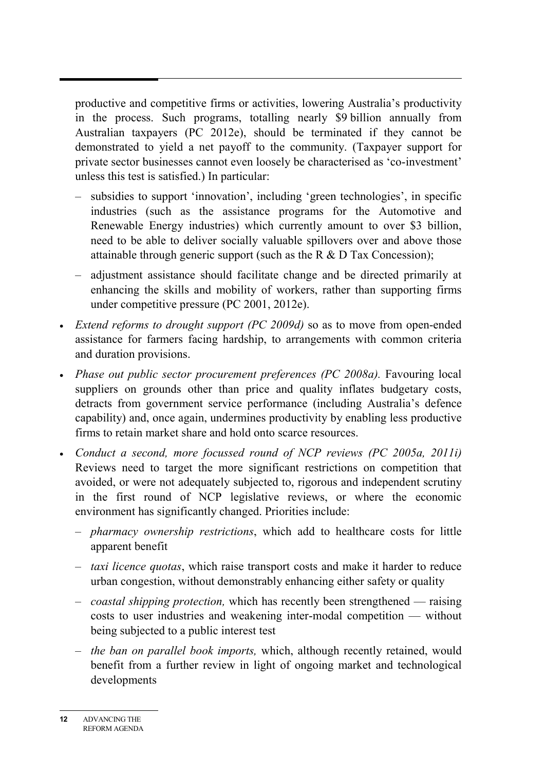productive and competitive firms or activities, lowering Australia's productivity in the process. Such programs, totalling nearly $9 billion annually from Australian taxpayers (PC 2012e), should be terminated if they cannot be demonstrated to yield a net payoff to the community. (Taxpayer support for private sector businesses cannot even loosely be characterised as 'co-investment' unless this test is satisfied.) In particular:

  - subsidies to support 'innovation', including 'green technologies', in specific industries (such as the assistance programs for the Automotive and Renewable Energy industries) which currently amount to over $3 billion, need to be able to deliver socially valuable spillovers over and above those attainable through generic support (such as the R & D Tax Concession);
  - adjustment assistance should facilitate change and be directed primarily at enhancing the skills and mobility of workers, rather than supporting firms under competitive pressure (PC 2001, 2012e).

- *Extend reforms to drought support (PC 2009d)* so as to move from open-ended assistance for farmers facing hardship, to arrangements with common criteria and duration provisions.
- *Phase out public sector procurement preferences (PC 2008a).* Favouring local suppliers on grounds other than price and quality inflates budgetary costs, detracts from government service performance (including Australia's defence capability) and, once again, undermines productivity by enabling less productive firms to retain market share and hold onto scarce resources.
- *Conduct a second, more focussed round of NCP reviews (PC 2005a, 2011i)* Reviews need to target the more significant restrictions on competition that avoided, or were not adequately subjected to, rigorous and independent scrutiny in the first round of NCP legislative reviews, or where the economic environment has significantly changed. Priorities include:
  - *pharmacy ownership restrictions*, which add to healthcare costs for little apparent benefit
  - *taxi licence quotas*, which raise transport costs and make it harder to reduce urban congestion, without demonstrably enhancing either safety or quality
  - *coastal shipping protection,* which has recently been strengthened — raising costs to user industries and weakening inter-modal competition — without being subjected to a public interest test
  - *the ban on parallel book imports,* which, although recently retained, would benefit from a further review in light of ongoing market and technological developments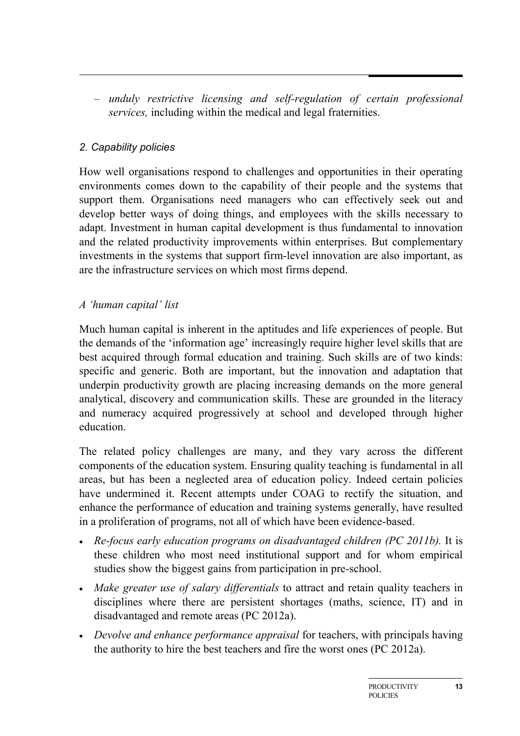- *unduly restrictive licensing and self-regulation of certain professional services,* including within the medical and legal fraternities.

### *2. Capability policies*

How well organisations respond to challenges and opportunities in their operating environments comes down to the capability of their people and the systems that support them. Organisations need managers who can effectively seek out and develop better ways of doing things, and employees with the skills necessary to adapt. Investment in human capital development is thus fundamental to innovation and the related productivity improvements within enterprises. But complementary investments in the systems that support firm-level innovation are also important, as are the infrastructure services on which most firms depend.

#### *A 'human capital' list*

Much human capital is inherent in the aptitudes and life experiences of people. But the demands of the 'information age' increasingly require higher level skills that are best acquired through formal education and training. Such skills are of two kinds: specific and generic. Both are important, but the innovation and adaptation that underpin productivity growth are placing increasing demands on the more general analytical, discovery and communication skills. These are grounded in the literacy and numeracy acquired progressively at school and developed through higher education.

The related policy challenges are many, and they vary across the different components of the education system. Ensuring quality teaching is fundamental in all areas, but has been a neglected area of education policy. Indeed certain policies have undermined it. Recent attempts under COAG to rectify the situation, and enhance the performance of education and training systems generally, have resulted in a proliferation of programs, not all of which have been evidence-based.

- *Re-focus early education programs on disadvantaged children (PC 2011b).* It is these children who most need institutional support and for whom empirical studies show the biggest gains from participation in pre-school.
- *Make greater use of salary differentials* to attract and retain quality teachers in disciplines where there are persistent shortages (maths, science, IT) and in disadvantaged and remote areas (PC 2012a).
- *Devolve and enhance performance appraisal* for teachers, with principals having the authority to hire the best teachers and fire the worst ones (PC 2012a).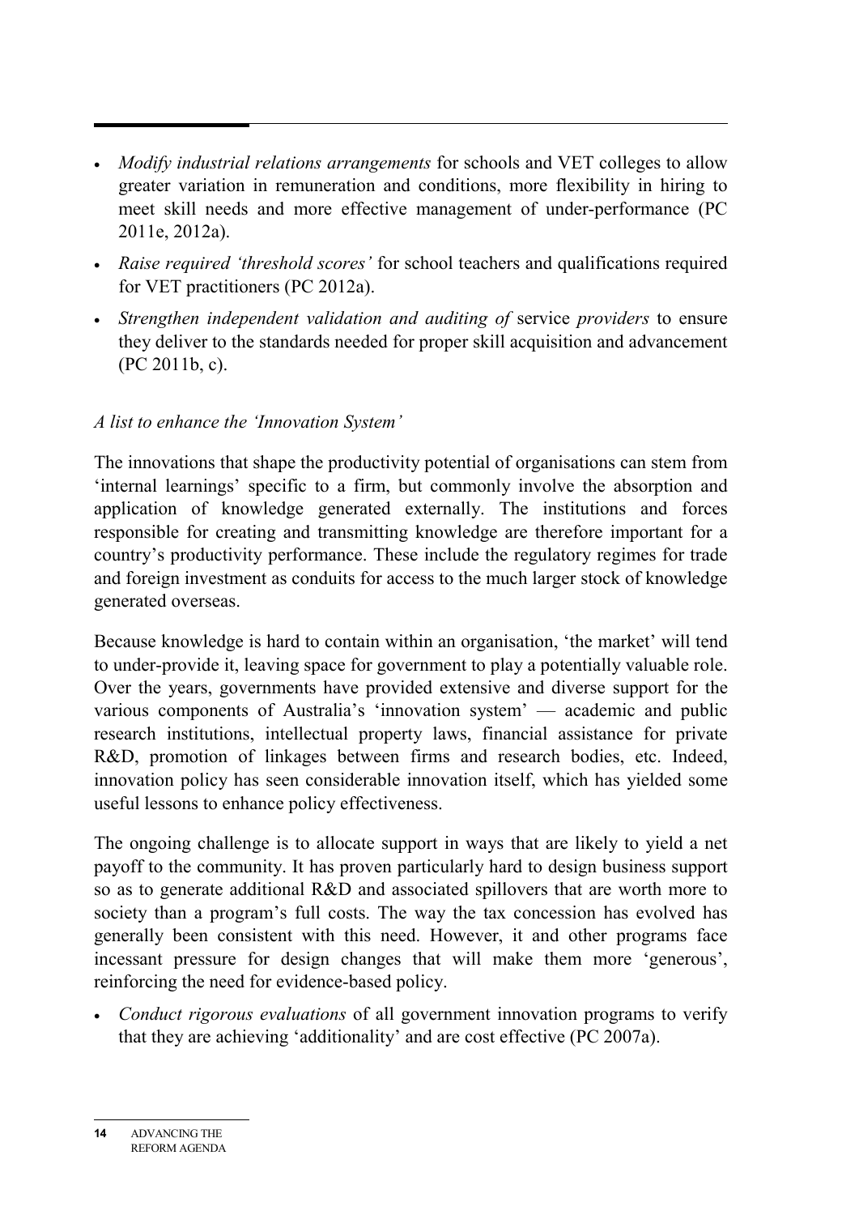- *Modify industrial relations arrangements* for schools and VET colleges to allow greater variation in remuneration and conditions, more flexibility in hiring to meet skill needs and more effective management of under-performance (PC 2011e, 2012a).
- *Raise required 'threshold scores'* for school teachers and qualifications required for VET practitioners (PC 2012a).
- *Strengthen independent validation and auditing of* service *providers* to ensure they deliver to the standards needed for proper skill acquisition and advancement (PC 2011b, c).

*A list to enhance the 'Innovation System'*

The innovations that shape the productivity potential of organisations can stem from 'internal learnings' specific to a firm, but commonly involve the absorption and application of knowledge generated externally. The institutions and forces responsible for creating and transmitting knowledge are therefore important for a country's productivity performance. These include the regulatory regimes for trade and foreign investment as conduits for access to the much larger stock of knowledge generated overseas.

Because knowledge is hard to contain within an organisation, 'the market' will tend to under-provide it, leaving space for government to play a potentially valuable role. Over the years, governments have provided extensive and diverse support for the various components of Australia's 'innovation system' — academic and public research institutions, intellectual property laws, financial assistance for private R&D, promotion of linkages between firms and research bodies, etc. Indeed, innovation policy has seen considerable innovation itself, which has yielded some useful lessons to enhance policy effectiveness.

The ongoing challenge is to allocate support in ways that are likely to yield a net payoff to the community. It has proven particularly hard to design business support so as to generate additional R&D and associated spillovers that are worth more to society than a program's full costs. The way the tax concession has evolved has generally been consistent with this need. However, it and other programs face incessant pressure for design changes that will make them more 'generous', reinforcing the need for evidence-based policy.

- *Conduct rigorous evaluations* of all government innovation programs to verify that they are achieving 'additionality' and are cost effective (PC 2007a).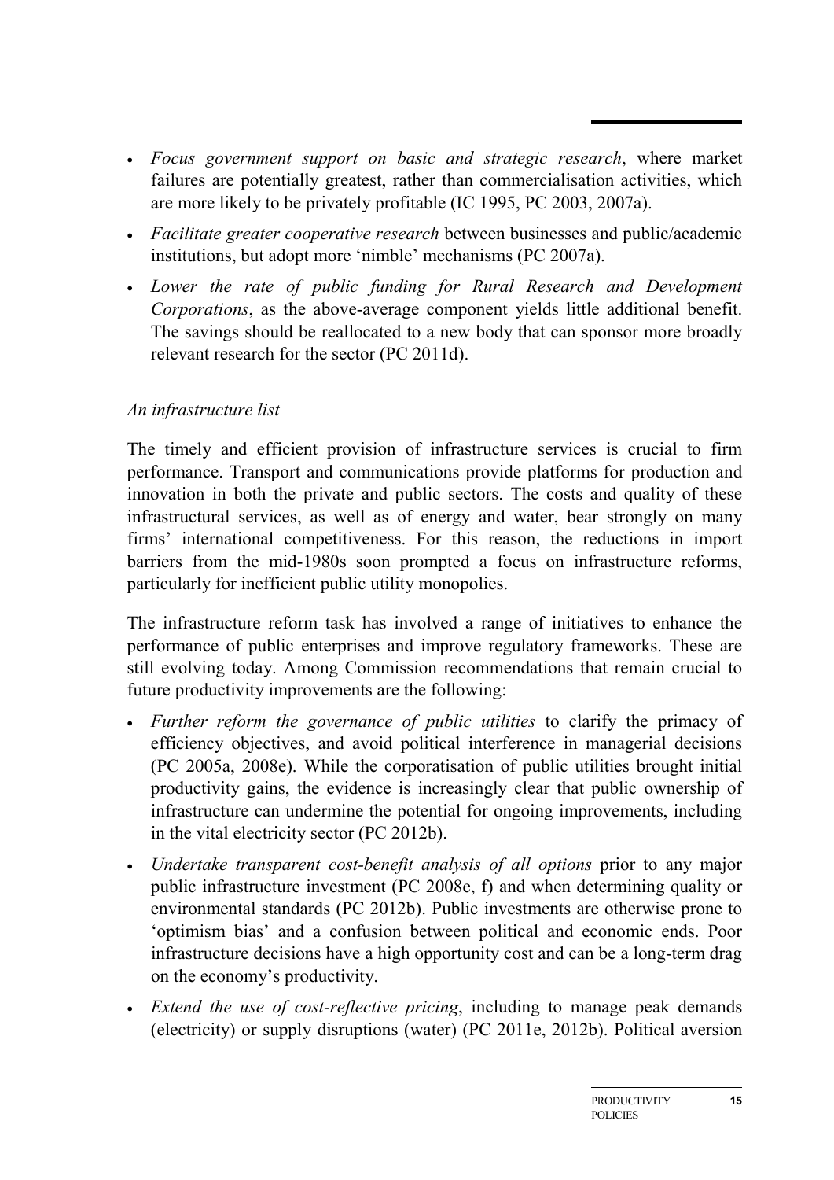- *Focus government support on basic and strategic research*, where market failures are potentially greatest, rather than commercialisation activities, which are more likely to be privately profitable (IC 1995, PC 2003, 2007a).
- *Facilitate greater cooperative research* between businesses and public/academic institutions, but adopt more 'nimble' mechanisms (PC 2007a).
- *Lower the rate of public funding for Rural Research and Development Corporations*, as the above-average component yields little additional benefit. The savings should be reallocated to a new body that can sponsor more broadly relevant research for the sector (PC 2011d).

*An infrastructure list*

The timely and efficient provision of infrastructure services is crucial to firm performance. Transport and communications provide platforms for production and innovation in both the private and public sectors. The costs and quality of these infrastructural services, as well as of energy and water, bear strongly on many firms' international competitiveness. For this reason, the reductions in import barriers from the mid-1980s soon prompted a focus on infrastructure reforms, particularly for inefficient public utility monopolies.

The infrastructure reform task has involved a range of initiatives to enhance the performance of public enterprises and improve regulatory frameworks. These are still evolving today. Among Commission recommendations that remain crucial to future productivity improvements are the following:

- *Further reform the governance of public utilities* to clarify the primacy of efficiency objectives, and avoid political interference in managerial decisions (PC 2005a, 2008e). While the corporatisation of public utilities brought initial productivity gains, the evidence is increasingly clear that public ownership of infrastructure can undermine the potential for ongoing improvements, including in the vital electricity sector (PC 2012b).
- *Undertake transparent cost-benefit analysis of all options* prior to any major public infrastructure investment (PC 2008e, f) and when determining quality or environmental standards (PC 2012b). Public investments are otherwise prone to 'optimism bias' and a confusion between political and economic ends. Poor infrastructure decisions have a high opportunity cost and can be a long-term drag on the economy's productivity.
- *Extend the use of cost-reflective pricing*, including to manage peak demands (electricity) or supply disruptions (water) (PC 2011e, 2012b). Political aversion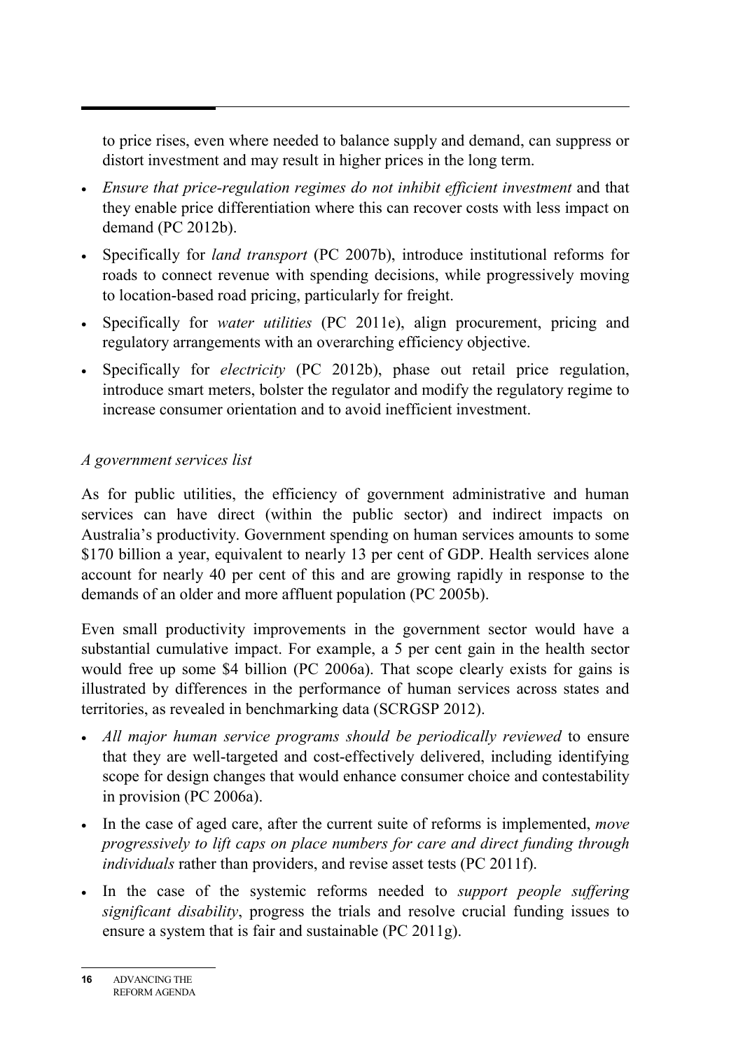to price rises, even where needed to balance supply and demand, can suppress or distort investment and may result in higher prices in the long term.

- *Ensure that price-regulation regimes do not inhibit efficient investment* and that they enable price differentiation where this can recover costs with less impact on demand (PC 2012b).
- Specifically for *land transport* (PC 2007b), introduce institutional reforms for roads to connect revenue with spending decisions, while progressively moving to location-based road pricing, particularly for freight.
- Specifically for *water utilities* (PC 2011e), align procurement, pricing and regulatory arrangements with an overarching efficiency objective.
- Specifically for *electricity* (PC 2012b), phase out retail price regulation, introduce smart meters, bolster the regulator and modify the regulatory regime to increase consumer orientation and to avoid inefficient investment.

*A government services list*

As for public utilities, the efficiency of government administrative and human services can have direct (within the public sector) and indirect impacts on Australia's productivity. Government spending on human services amounts to some $170 billion a year, equivalent to nearly 13 per cent of GDP. Health services alone account for nearly 40 per cent of this and are growing rapidly in response to the demands of an older and more affluent population (PC 2005b).

Even small productivity improvements in the government sector would have a substantial cumulative impact. For example, a 5 per cent gain in the health sector would free up some $4 billion (PC 2006a). That scope clearly exists for gains is illustrated by differences in the performance of human services across states and territories, as revealed in benchmarking data (SCRGSP 2012).

- *All major human service programs should be periodically reviewed* to ensure that they are well-targeted and cost-effectively delivered, including identifying scope for design changes that would enhance consumer choice and contestability in provision (PC 2006a).
- In the case of aged care, after the current suite of reforms is implemented, *move progressively to lift caps on place numbers for care and direct funding through individuals* rather than providers, and revise asset tests (PC 2011f).
- In the case of the systemic reforms needed to *support people suffering significant disability*, progress the trials and resolve crucial funding issues to ensure a system that is fair and sustainable (PC 2011g).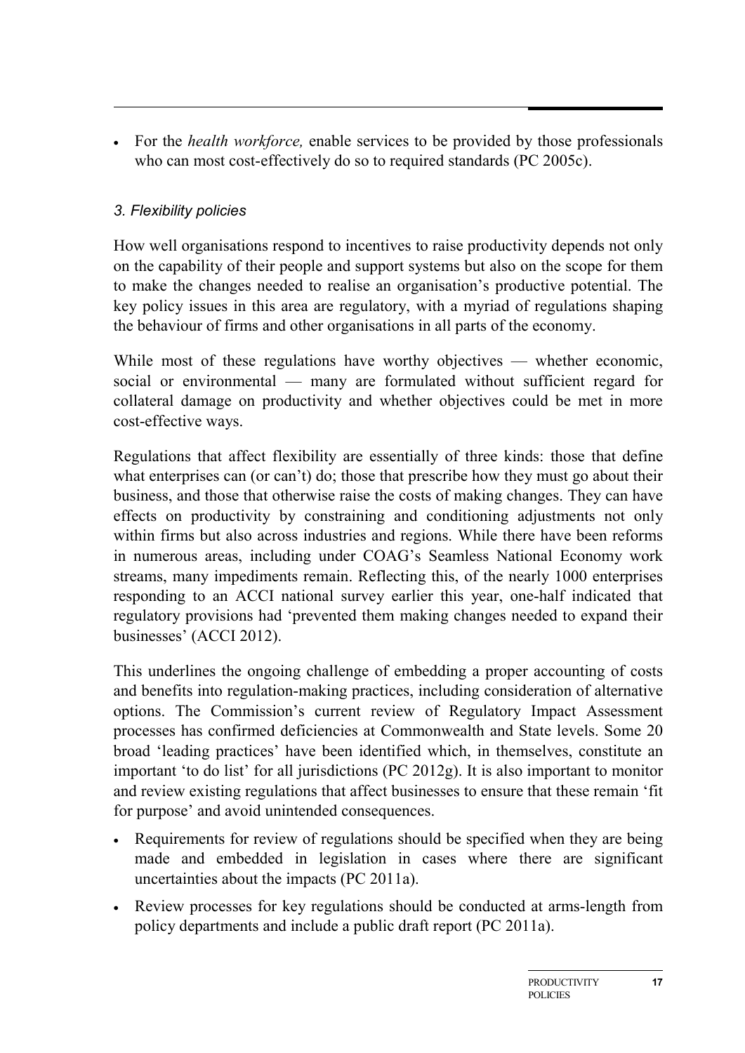- For the *health workforce,* enable services to be provided by those professionals who can most cost-effectively do so to required standards (PC 2005c).

### *3. Flexibility policies*

How well organisations respond to incentives to raise productivity depends not only on the capability of their people and support systems but also on the scope for them to make the changes needed to realise an organisation's productive potential. The key policy issues in this area are regulatory, with a myriad of regulations shaping the behaviour of firms and other organisations in all parts of the economy.

While most of these regulations have worthy objectives — whether economic, social or environmental — many are formulated without sufficient regard for collateral damage on productivity and whether objectives could be met in more cost-effective ways.

Regulations that affect flexibility are essentially of three kinds: those that define what enterprises can (or can't) do; those that prescribe how they must go about their business, and those that otherwise raise the costs of making changes. They can have effects on productivity by constraining and conditioning adjustments not only within firms but also across industries and regions. While there have been reforms in numerous areas, including under COAG's Seamless National Economy work streams, many impediments remain. Reflecting this, of the nearly 1000 enterprises responding to an ACCI national survey earlier this year, one-half indicated that regulatory provisions had 'prevented them making changes needed to expand their businesses' (ACCI 2012).

This underlines the ongoing challenge of embedding a proper accounting of costs and benefits into regulation-making practices, including consideration of alternative options. The Commission's current review of Regulatory Impact Assessment processes has confirmed deficiencies at Commonwealth and State levels. Some 20 broad 'leading practices' have been identified which, in themselves, constitute an important 'to do list' for all jurisdictions (PC 2012g). It is also important to monitor and review existing regulations that affect businesses to ensure that these remain 'fit for purpose' and avoid unintended consequences.

- Requirements for review of regulations should be specified when they are being made and embedded in legislation in cases where there are significant uncertainties about the impacts (PC 2011a).
- Review processes for key regulations should be conducted at arms-length from policy departments and include a public draft report (PC 2011a).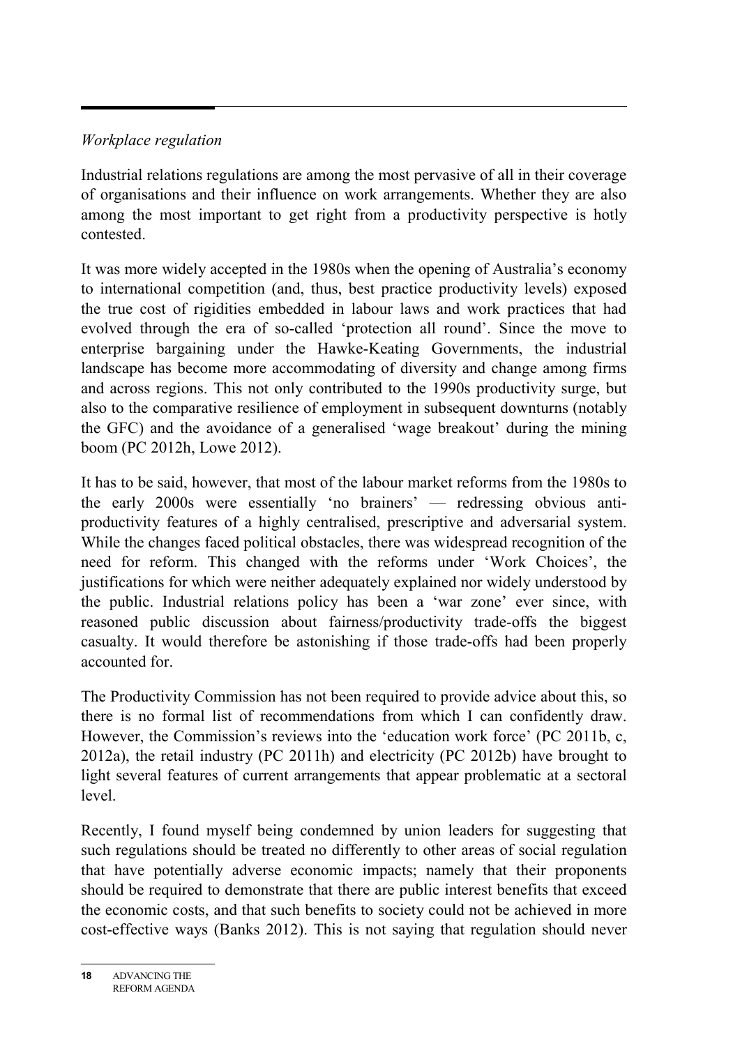*Workplace regulation*

Industrial relations regulations are among the most pervasive of all in their coverage of organisations and their influence on work arrangements. Whether they are also among the most important to get right from a productivity perspective is hotly contested.

It was more widely accepted in the 1980s when the opening of Australia's economy to international competition (and, thus, best practice productivity levels) exposed the true cost of rigidities embedded in labour laws and work practices that had evolved through the era of so-called 'protection all round'. Since the move to enterprise bargaining under the Hawke-Keating Governments, the industrial landscape has become more accommodating of diversity and change among firms and across regions. This not only contributed to the 1990s productivity surge, but also to the comparative resilience of employment in subsequent downturns (notably the GFC) and the avoidance of a generalised 'wage breakout' during the mining boom (PC 2012h, Lowe 2012).

It has to be said, however, that most of the labour market reforms from the 1980s to the early 2000s were essentially 'no brainers' — redressing obvious anti-productivity features of a highly centralised, prescriptive and adversarial system. While the changes faced political obstacles, there was widespread recognition of the need for reform. This changed with the reforms under 'Work Choices', the justifications for which were neither adequately explained nor widely understood by the public. Industrial relations policy has been a 'war zone' ever since, with reasoned public discussion about fairness/productivity trade-offs the biggest casualty. It would therefore be astonishing if those trade-offs had been properly accounted for.

The Productivity Commission has not been required to provide advice about this, so there is no formal list of recommendations from which I can confidently draw. However, the Commission's reviews into the 'education work force' (PC 2011b, c, 2012a), the retail industry (PC 2011h) and electricity (PC 2012b) have brought to light several features of current arrangements that appear problematic at a sectoral level.

Recently, I found myself being condemned by union leaders for suggesting that such regulations should be treated no differently to other areas of social regulation that have potentially adverse economic impacts; namely that their proponents should be required to demonstrate that there are public interest benefits that exceed the economic costs, and that such benefits to society could not be achieved in more cost-effective ways (Banks 2012). This is not saying that regulation should never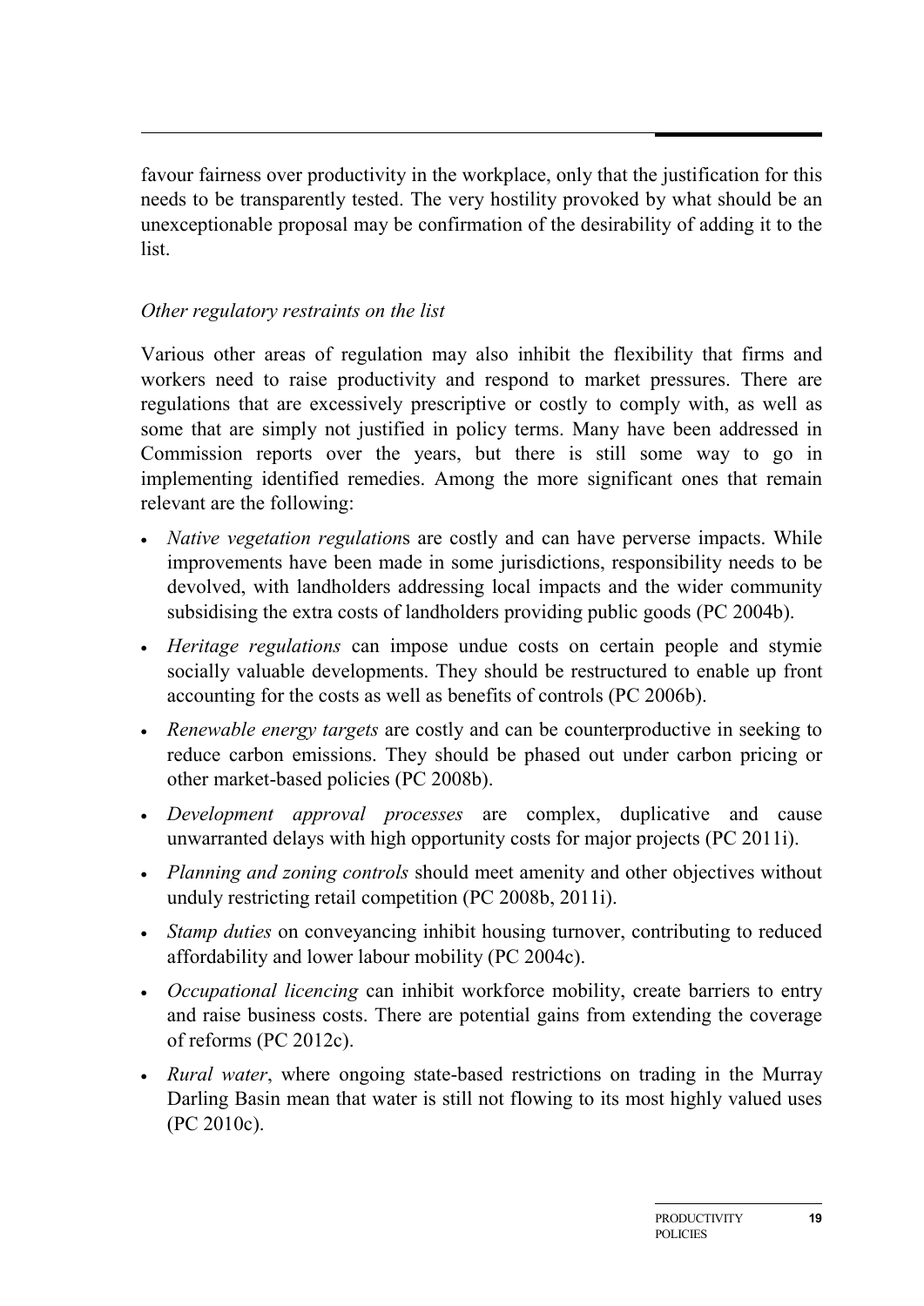favour fairness over productivity in the workplace, only that the justification for this needs to be transparently tested. The very hostility provoked by what should be an unexceptionable proposal may be confirmation of the desirability of adding it to the list.

*Other regulatory restraints on the list*

Various other areas of regulation may also inhibit the flexibility that firms and workers need to raise productivity and respond to market pressures. There are regulations that are excessively prescriptive or costly to comply with, as well as some that are simply not justified in policy terms. Many have been addressed in Commission reports over the years, but there is still some way to go in implementing identified remedies. Among the more significant ones that remain relevant are the following:

- *Native vegetation regulation*s are costly and can have perverse impacts. While improvements have been made in some jurisdictions, responsibility needs to be devolved, with landholders addressing local impacts and the wider community subsidising the extra costs of landholders providing public goods (PC 2004b).
- *Heritage regulations* can impose undue costs on certain people and stymie socially valuable developments. They should be restructured to enable up front accounting for the costs as well as benefits of controls (PC 2006b).
- *Renewable energy targets* are costly and can be counterproductive in seeking to reduce carbon emissions. They should be phased out under carbon pricing or other market-based policies (PC 2008b).
- *Development approval processes* are complex, duplicative and cause unwarranted delays with high opportunity costs for major projects (PC 2011i).
- *Planning and zoning controls* should meet amenity and other objectives without unduly restricting retail competition (PC 2008b, 2011i).
- *Stamp duties* on conveyancing inhibit housing turnover, contributing to reduced affordability and lower labour mobility (PC 2004c).
- *Occupational licencing* can inhibit workforce mobility, create barriers to entry and raise business costs. There are potential gains from extending the coverage of reforms (PC 2012c).
- *Rural water*, where ongoing state-based restrictions on trading in the Murray Darling Basin mean that water is still not flowing to its most highly valued uses (PC 2010c).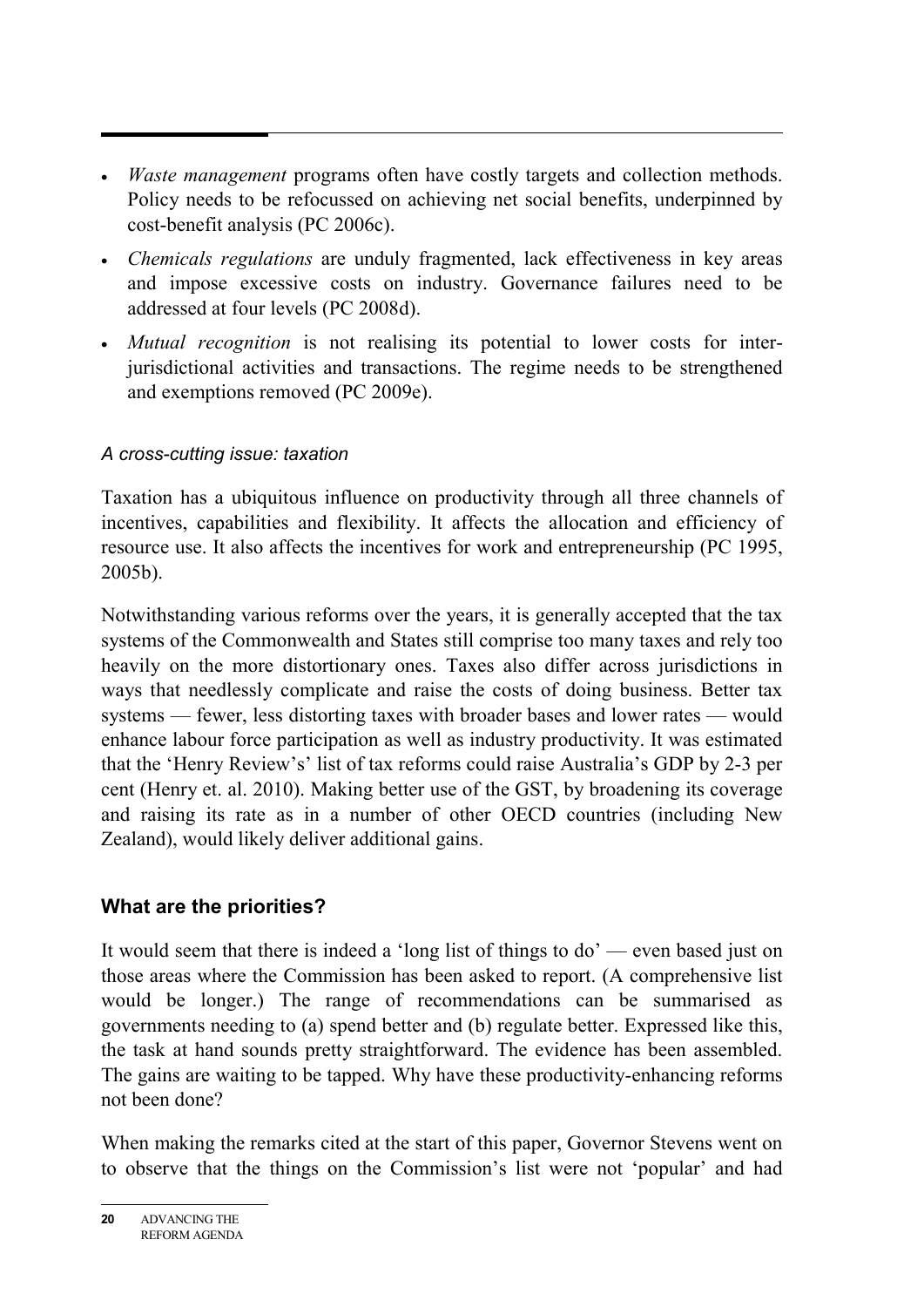- *Waste management* programs often have costly targets and collection methods. Policy needs to be refocussed on achieving net social benefits, underpinned by cost-benefit analysis (PC 2006c).
- *Chemicals regulations* are unduly fragmented, lack effectiveness in key areas and impose excessive costs on industry. Governance failures need to be addressed at four levels (PC 2008d).
- *Mutual recognition* is not realising its potential to lower costs for inter-jurisdictional activities and transactions. The regime needs to be strengthened and exemptions removed (PC 2009e).

*A cross-cutting issue: taxation*

Taxation has a ubiquitous influence on productivity through all three channels of incentives, capabilities and flexibility. It affects the allocation and efficiency of resource use. It also affects the incentives for work and entrepreneurship (PC 1995, 2005b).

Notwithstanding various reforms over the years, it is generally accepted that the tax systems of the Commonwealth and States still comprise too many taxes and rely too heavily on the more distortionary ones. Taxes also differ across jurisdictions in ways that needlessly complicate and raise the costs of doing business. Better tax systems — fewer, less distorting taxes with broader bases and lower rates — would enhance labour force participation as well as industry productivity. It was estimated that the 'Henry Review's' list of tax reforms could raise Australia's GDP by 2-3 per cent (Henry et. al. 2010). Making better use of the GST, by broadening its coverage and raising its rate as in a number of other OECD countries (including New Zealand), would likely deliver additional gains.

## What are the priorities?

It would seem that there is indeed a 'long list of things to do' — even based just on those areas where the Commission has been asked to report. (A comprehensive list would be longer.) The range of recommendations can be summarised as governments needing to (a) spend better and (b) regulate better. Expressed like this, the task at hand sounds pretty straightforward. The evidence has been assembled. The gains are waiting to be tapped. Why have these productivity-enhancing reforms not been done?

When making the remarks cited at the start of this paper, Governor Stevens went on to observe that the things on the Commission's list were not 'popular' and had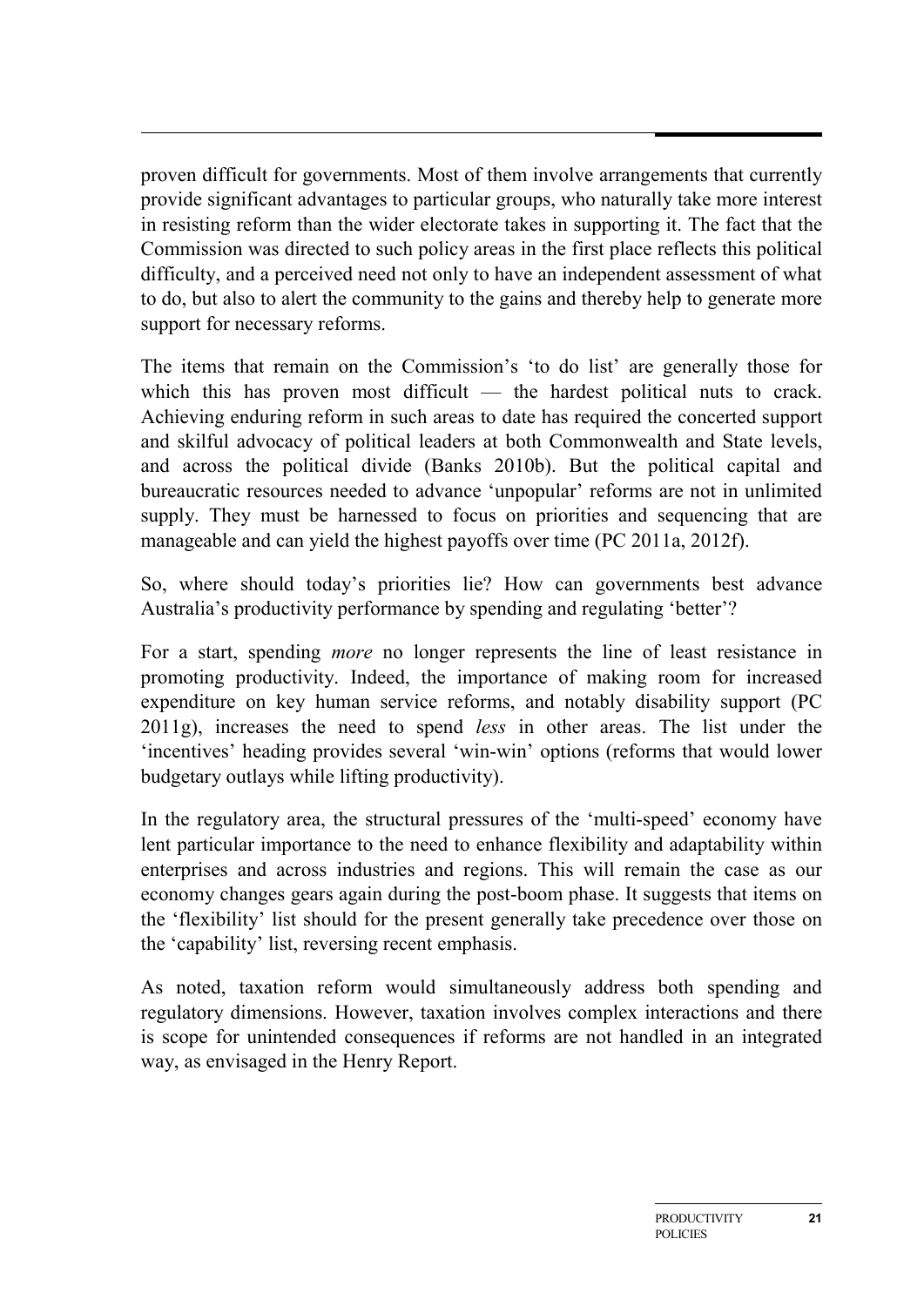proven difficult for governments. Most of them involve arrangements that currently provide significant advantages to particular groups, who naturally take more interest in resisting reform than the wider electorate takes in supporting it. The fact that the Commission was directed to such policy areas in the first place reflects this political difficulty, and a perceived need not only to have an independent assessment of what to do, but also to alert the community to the gains and thereby help to generate more support for necessary reforms.

The items that remain on the Commission's 'to do list' are generally those for which this has proven most difficult — the hardest political nuts to crack. Achieving enduring reform in such areas to date has required the concerted support and skilful advocacy of political leaders at both Commonwealth and State levels, and across the political divide (Banks 2010b). But the political capital and bureaucratic resources needed to advance 'unpopular' reforms are not in unlimited supply. They must be harnessed to focus on priorities and sequencing that are manageable and can yield the highest payoffs over time (PC 2011a, 2012f).

So, where should today's priorities lie? How can governments best advance Australia's productivity performance by spending and regulating 'better'?

For a start, spending *more* no longer represents the line of least resistance in promoting productivity. Indeed, the importance of making room for increased expenditure on key human service reforms, and notably disability support (PC 2011g), increases the need to spend *less* in other areas. The list under the 'incentives' heading provides several 'win-win' options (reforms that would lower budgetary outlays while lifting productivity).

In the regulatory area, the structural pressures of the 'multi-speed' economy have lent particular importance to the need to enhance flexibility and adaptability within enterprises and across industries and regions. This will remain the case as our economy changes gears again during the post-boom phase. It suggests that items on the 'flexibility' list should for the present generally take precedence over those on the 'capability' list, reversing recent emphasis.

As noted, taxation reform would simultaneously address both spending and regulatory dimensions. However, taxation involves complex interactions and there is scope for unintended consequences if reforms are not handled in an integrated way, as envisaged in the Henry Report.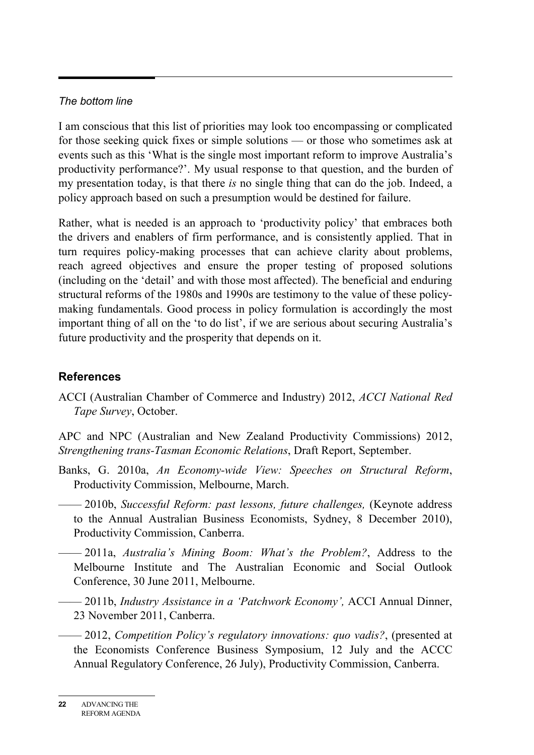### *The bottom line*

I am conscious that this list of priorities may look too encompassing or complicated for those seeking quick fixes or simple solutions — or those who sometimes ask at events such as this 'What is the single most important reform to improve Australia's productivity performance?'. My usual response to that question, and the burden of my presentation today, is that there *is* no single thing that can do the job. Indeed, a policy approach based on such a presumption would be destined for failure.

Rather, what is needed is an approach to 'productivity policy' that embraces both the drivers and enablers of firm performance, and is consistently applied. That in turn requires policy-making processes that can achieve clarity about problems, reach agreed objectives and ensure the proper testing of proposed solutions (including on the 'detail' and with those most affected). The beneficial and enduring structural reforms of the 1980s and 1990s are testimony to the value of these policy-making fundamentals. Good process in policy formulation is accordingly the most important thing of all on the 'to do list', if we are serious about securing Australia's future productivity and the prosperity that depends on it.

## References

ACCI (Australian Chamber of Commerce and Industry) 2012, *ACCI National Red Tape Survey*, October.

APC and NPC (Australian and New Zealand Productivity Commissions) 2012, *Strengthening trans-Tasman Economic Relations*, Draft Report, September.

Banks, G. 2010a, *An Economy-wide View: Speeches on Structural Reform*, Productivity Commission, Melbourne, March.

—— 2010b, *Successful Reform: past lessons, future challenges,* (Keynote address to the Annual Australian Business Economists, Sydney, 8 December 2010), Productivity Commission, Canberra.

—— 2011a, *Australia's Mining Boom: What's the Problem?*, Address to the Melbourne Institute and The Australian Economic and Social Outlook Conference, 30 June 2011, Melbourne.

—— 2011b, *Industry Assistance in a 'Patchwork Economy',* ACCI Annual Dinner, 23 November 2011, Canberra.

—— 2012, *Competition Policy's regulatory innovations: quo vadis?*, (presented at the Economists Conference Business Symposium, 12 July and the ACCC Annual Regulatory Conference, 26 July), Productivity Commission, Canberra.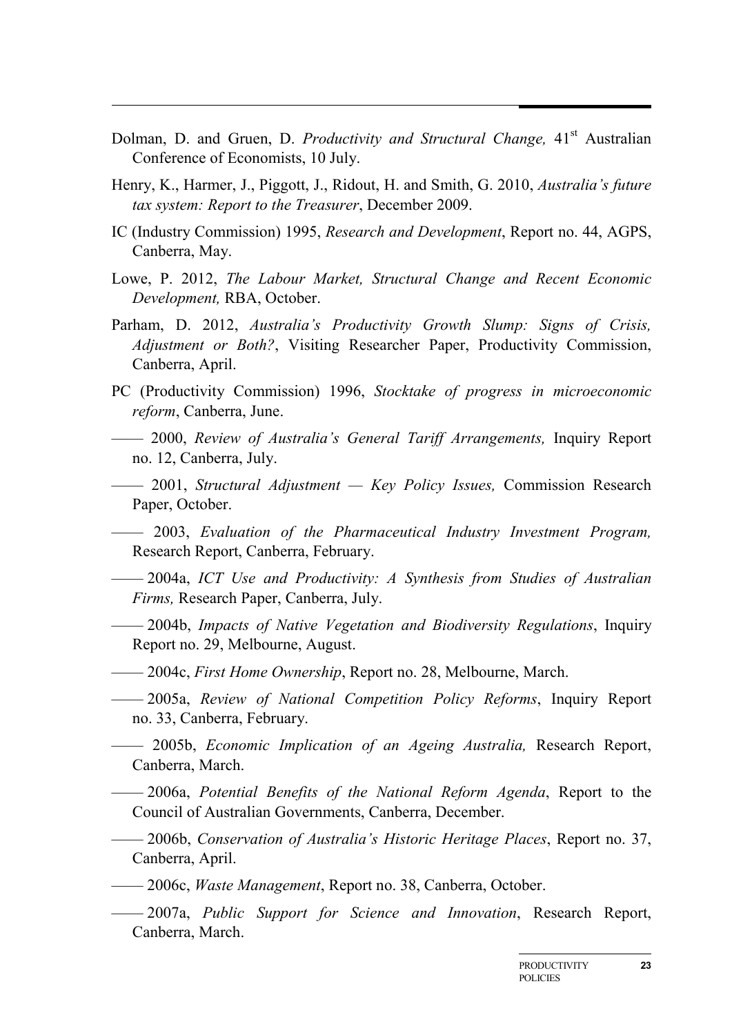Dolman, D. and Gruen, D. *Productivity and Structural Change,* 41st Australian Conference of Economists, 10 July.

Henry, K., Harmer, J., Piggott, J., Ridout, H. and Smith, G. 2010, *Australia's future tax system: Report to the Treasurer*, December 2009.

IC (Industry Commission) 1995, *Research and Development*, Report no. 44, AGPS, Canberra, May.

Lowe, P. 2012, *The Labour Market, Structural Change and Recent Economic Development,* RBA, October.

Parham, D. 2012, *Australia's Productivity Growth Slump: Signs of Crisis, Adjustment or Both?*, Visiting Researcher Paper, Productivity Commission, Canberra, April.

PC (Productivity Commission) 1996, *Stocktake of progress in microeconomic reform*, Canberra, June.

—— 2000, *Review of Australia's General Tariff Arrangements,* Inquiry Report no. 12, Canberra, July.

—— 2001, *Structural Adjustment — Key Policy Issues,* Commission Research Paper, October.

—— 2003, *Evaluation of the Pharmaceutical Industry Investment Program,* Research Report, Canberra, February.

—— 2004a, *ICT Use and Productivity: A Synthesis from Studies of Australian Firms,* Research Paper, Canberra, July.

—— 2004b, *Impacts of Native Vegetation and Biodiversity Regulations*, Inquiry Report no. 29, Melbourne, August.

—— 2004c, *First Home Ownership*, Report no. 28, Melbourne, March.

—— 2005a, *Review of National Competition Policy Reforms*, Inquiry Report no. 33, Canberra, February.

—— 2005b, *Economic Implication of an Ageing Australia,* Research Report, Canberra, March.

—— 2006a, *Potential Benefits of the National Reform Agenda*, Report to the Council of Australian Governments, Canberra, December.

—— 2006b, *Conservation of Australia's Historic Heritage Places*, Report no. 37, Canberra, April.

—— 2006c, *Waste Management*, Report no. 38, Canberra, October.

—— 2007a, *Public Support for Science and Innovation*, Research Report, Canberra, March.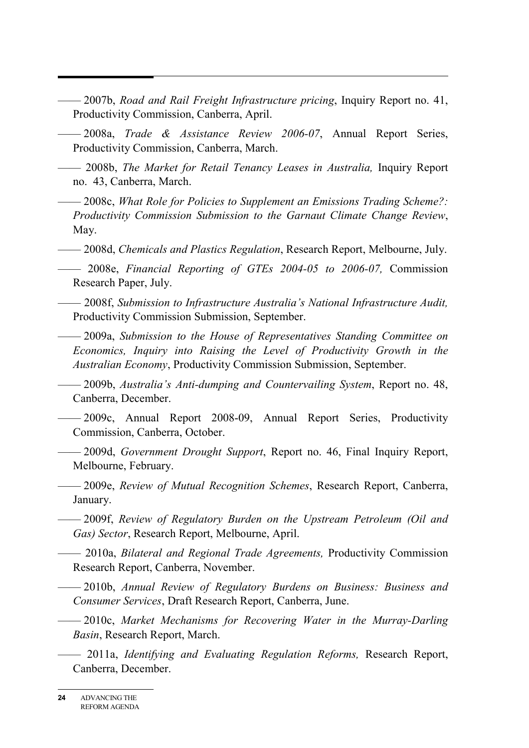—— 2007b, *Road and Rail Freight Infrastructure pricing*, Inquiry Report no. 41, Productivity Commission, Canberra, April.

—— 2008a, *Trade & Assistance Review 2006-07*, Annual Report Series, Productivity Commission, Canberra, March.

—— 2008b, *The Market for Retail Tenancy Leases in Australia,* Inquiry Report no. 43, Canberra, March.

—— 2008c, *What Role for Policies to Supplement an Emissions Trading Scheme?: Productivity Commission Submission to the Garnaut Climate Change Review*, May.

—— 2008d, *Chemicals and Plastics Regulation*, Research Report, Melbourne, July.

—— 2008e, *Financial Reporting of GTEs 2004-05 to 2006-07,* Commission Research Paper, July.

—— 2008f, *Submission to Infrastructure Australia's National Infrastructure Audit,* Productivity Commission Submission, September.

—— 2009a, *Submission to the House of Representatives Standing Committee on Economics, Inquiry into Raising the Level of Productivity Growth in the Australian Economy*, Productivity Commission Submission, September.

—— 2009b, *Australia's Anti-dumping and Countervailing System*, Report no. 48, Canberra, December.

—— 2009c, Annual Report 2008-09, Annual Report Series, Productivity Commission, Canberra, October.

—— 2009d, *Government Drought Support*, Report no. 46, Final Inquiry Report, Melbourne, February.

—— 2009e, *Review of Mutual Recognition Schemes*, Research Report, Canberra, January.

—— 2009f, *Review of Regulatory Burden on the Upstream Petroleum (Oil and Gas) Sector*, Research Report, Melbourne, April.

—— 2010a, *Bilateral and Regional Trade Agreements,* Productivity Commission Research Report, Canberra, November.

—— 2010b, *Annual Review of Regulatory Burdens on Business: Business and Consumer Services*, Draft Research Report, Canberra, June.

—— 2010c, *Market Mechanisms for Recovering Water in the Murray-Darling Basin*, Research Report, March.

—— 2011a, *Identifying and Evaluating Regulation Reforms,* Research Report, Canberra, December.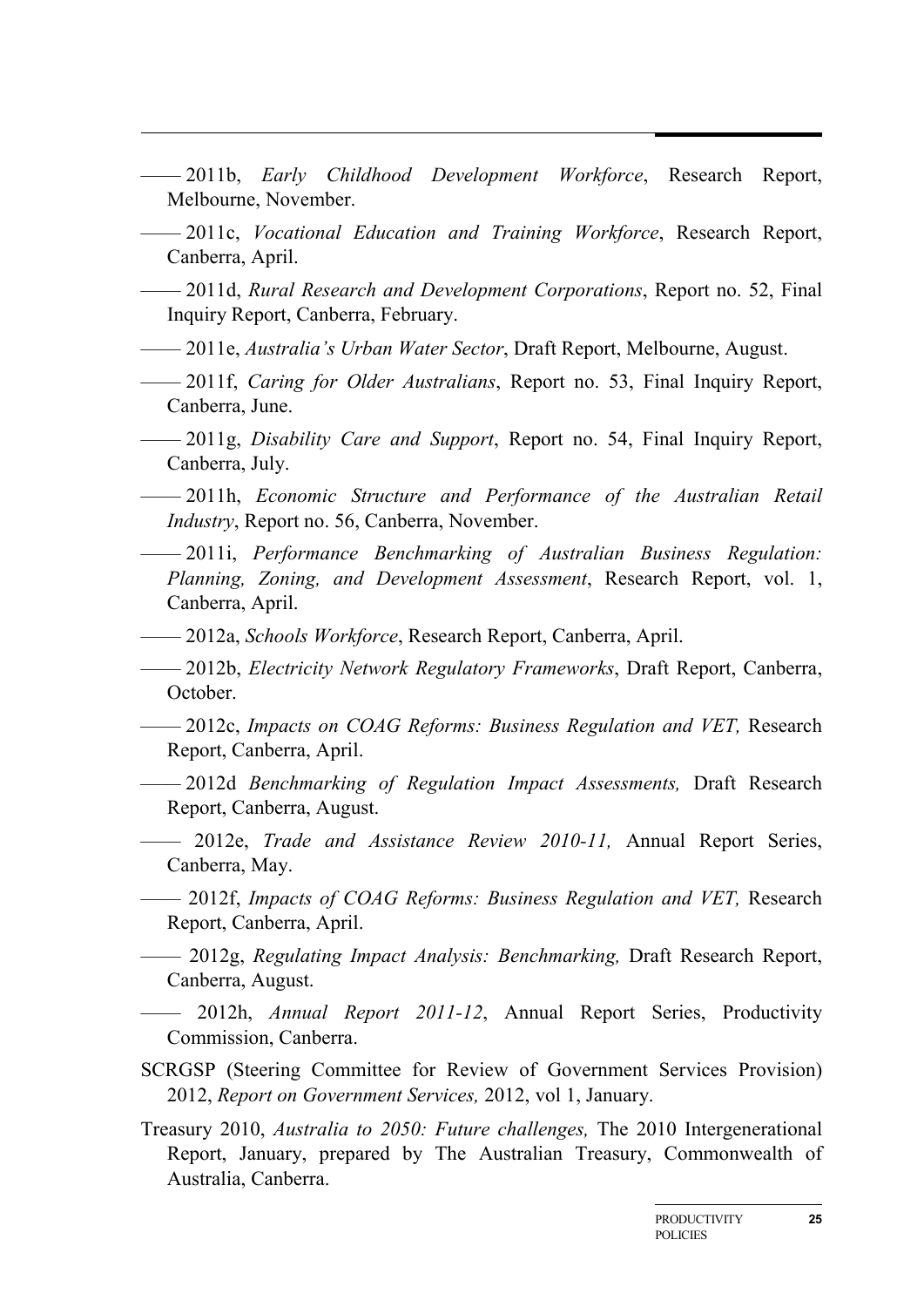—— 2011b, *Early Childhood Development Workforce*, Research Report, Melbourne, November.

—— 2011c, *Vocational Education and Training Workforce*, Research Report, Canberra, April.

—— 2011d, *Rural Research and Development Corporations*, Report no. 52, Final Inquiry Report, Canberra, February.

—— 2011e, *Australia's Urban Water Sector*, Draft Report, Melbourne, August.

—— 2011f, *Caring for Older Australians*, Report no. 53, Final Inquiry Report, Canberra, June.

—— 2011g, *Disability Care and Support*, Report no. 54, Final Inquiry Report, Canberra, July.

—— 2011h, *Economic Structure and Performance of the Australian Retail Industry*, Report no. 56, Canberra, November.

—— 2011i, *Performance Benchmarking of Australian Business Regulation: Planning, Zoning, and Development Assessment*, Research Report, vol. 1, Canberra, April.

—— 2012a, *Schools Workforce*, Research Report, Canberra, April.

—— 2012b, *Electricity Network Regulatory Frameworks*, Draft Report, Canberra, October.

—— 2012c, *Impacts on COAG Reforms: Business Regulation and VET,* Research Report, Canberra, April.

—— 2012d *Benchmarking of Regulation Impact Assessments,* Draft Research Report, Canberra, August.

—— 2012e, *Trade and Assistance Review 2010-11,* Annual Report Series, Canberra, May.

—— 2012f, *Impacts of COAG Reforms: Business Regulation and VET,* Research Report, Canberra, April.

—— 2012g, *Regulating Impact Analysis: Benchmarking,* Draft Research Report, Canberra, August.

—— 2012h, *Annual Report 2011-12*, Annual Report Series, Productivity Commission, Canberra.

SCRGSP (Steering Committee for Review of Government Services Provision) 2012, *Report on Government Services,* 2012, vol 1, January.

Treasury 2010, *Australia to 2050: Future challenges,* The 2010 Intergenerational Report, January, prepared by The Australian Treasury, Commonwealth of Australia, Canberra.